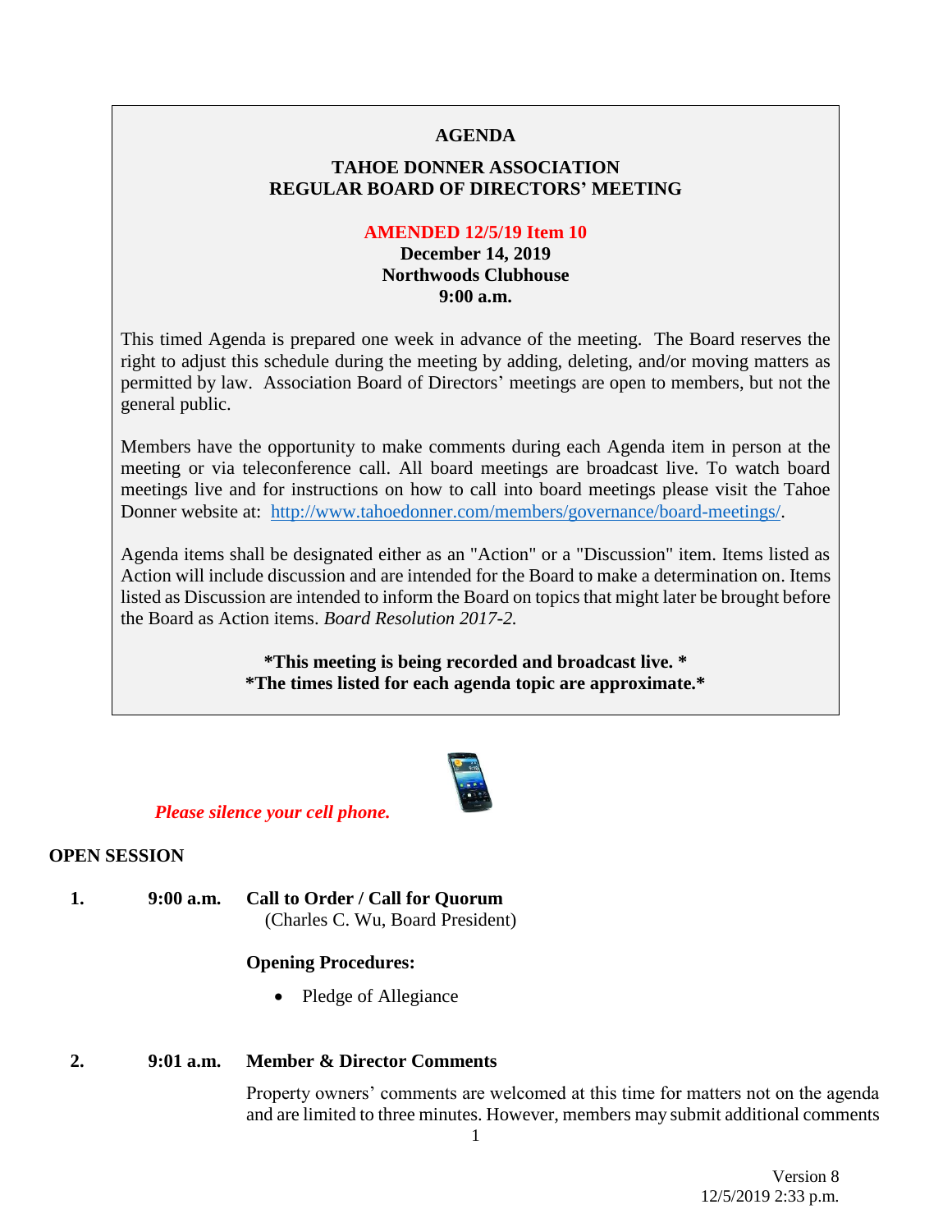**AGENDA**

**TAHOE DONNER ASSOCIATION**
**REGULAR BOARD OF DIRECTORS' MEETING**

**AMENDED 12/5/19 Item 10**
**December 14, 2019**
**Northwoods Clubhouse**
**9:00 a.m.**

This timed Agenda is prepared one week in advance of the meeting. The Board reserves the right to adjust this schedule during the meeting by adding, deleting, and/or moving matters as permitted by law. Association Board of Directors' meetings are open to members, but not the general public.

Members have the opportunity to make comments during each Agenda item in person at the meeting or via teleconference call. All board meetings are broadcast live. To watch board meetings live and for instructions on how to call into board meetings please visit the Tahoe Donner website at: http://www.tahoedonner.com/members/governance/board-meetings/.

Agenda items shall be designated either as an "Action" or a "Discussion" item. Items listed as Action will include discussion and are intended for the Board to make a determination on. Items listed as Discussion are intended to inform the Board on topics that might later be brought before the Board as Action items. *Board Resolution 2017-2.*

**\*This meeting is being recorded and broadcast live. \***
**\*The times listed for each agenda topic are approximate.\***

***Please silence your cell phone.***

**OPEN SESSION**

1. **9:00 a.m.** **Call to Order / Call for Quorum**
   (Charles C. Wu, Board President)

   **Opening Procedures:**

   - Pledge of Allegiance

2. **9:01 a.m.** **Member & Director Comments**

   Property owners' comments are welcomed at this time for matters not on the agenda and are limited to three minutes. However, members may submit additional comments

Version 8
12/5/2019 2:33 p.m.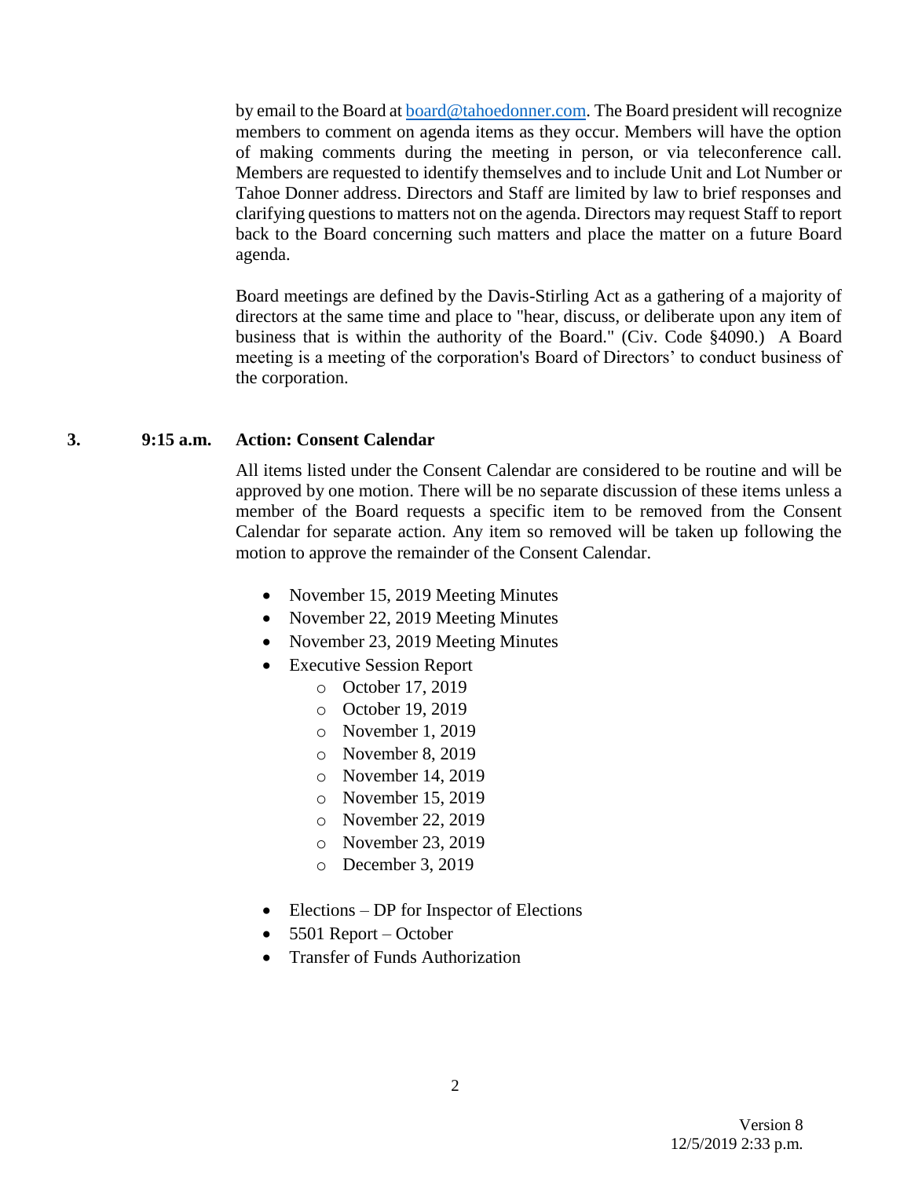by email to the Board at board@tahoedonner.com. The Board president will recognize members to comment on agenda items as they occur. Members will have the option of making comments during the meeting in person, or via teleconference call. Members are requested to identify themselves and to include Unit and Lot Number or Tahoe Donner address. Directors and Staff are limited by law to brief responses and clarifying questions to matters not on the agenda. Directors may request Staff to report back to the Board concerning such matters and place the matter on a future Board agenda.

Board meetings are defined by the Davis-Stirling Act as a gathering of a majority of directors at the same time and place to "hear, discuss, or deliberate upon any item of business that is within the authority of the Board." (Civ. Code §4090.) A Board meeting is a meeting of the corporation's Board of Directors' to conduct business of the corporation.

**3. 9:15 a.m. Action: Consent Calendar**

All items listed under the Consent Calendar are considered to be routine and will be approved by one motion. There will be no separate discussion of these items unless a member of the Board requests a specific item to be removed from the Consent Calendar for separate action. Any item so removed will be taken up following the motion to approve the remainder of the Consent Calendar.

- November 15, 2019 Meeting Minutes
- November 22, 2019 Meeting Minutes
- November 23, 2019 Meeting Minutes
- Executive Session Report
  - October 17, 2019
  - October 19, 2019
  - November 1, 2019
  - November 8, 2019
  - November 14, 2019
  - November 15, 2019
  - November 22, 2019
  - November 23, 2019
  - December 3, 2019
- Elections – DP for Inspector of Elections
- 5501 Report – October
- Transfer of Funds Authorization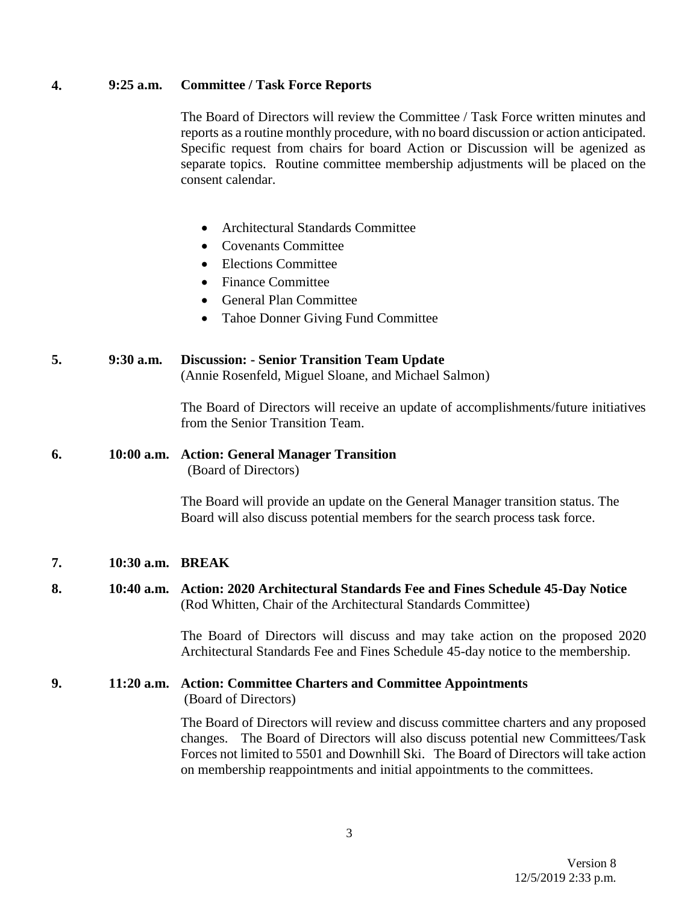**4. 9:25 a.m. Committee / Task Force Reports**

The Board of Directors will review the Committee / Task Force written minutes and reports as a routine monthly procedure, with no board discussion or action anticipated. Specific request from chairs for board Action or Discussion will be agenized as separate topics. Routine committee membership adjustments will be placed on the consent calendar.

- Architectural Standards Committee
- Covenants Committee
- Elections Committee
- Finance Committee
- General Plan Committee
- Tahoe Donner Giving Fund Committee

**5. 9:30 a.m. Discussion: - Senior Transition Team Update**
(Annie Rosenfeld, Miguel Sloane, and Michael Salmon)

The Board of Directors will receive an update of accomplishments/future initiatives from the Senior Transition Team.

**6. 10:00 a.m. Action: General Manager Transition**
(Board of Directors)

The Board will provide an update on the General Manager transition status. The Board will also discuss potential members for the search process task force.

**7. 10:30 a.m. BREAK**

**8. 10:40 a.m. Action: 2020 Architectural Standards Fee and Fines Schedule 45-Day Notice**
(Rod Whitten, Chair of the Architectural Standards Committee)

The Board of Directors will discuss and may take action on the proposed 2020 Architectural Standards Fee and Fines Schedule 45-day notice to the membership.

**9. 11:20 a.m. Action: Committee Charters and Committee Appointments**
(Board of Directors)

The Board of Directors will review and discuss committee charters and any proposed changes. The Board of Directors will also discuss potential new Committees/Task Forces not limited to 5501 and Downhill Ski. The Board of Directors will take action on membership reappointments and initial appointments to the committees.

Version 8
12/5/2019 2:33 p.m.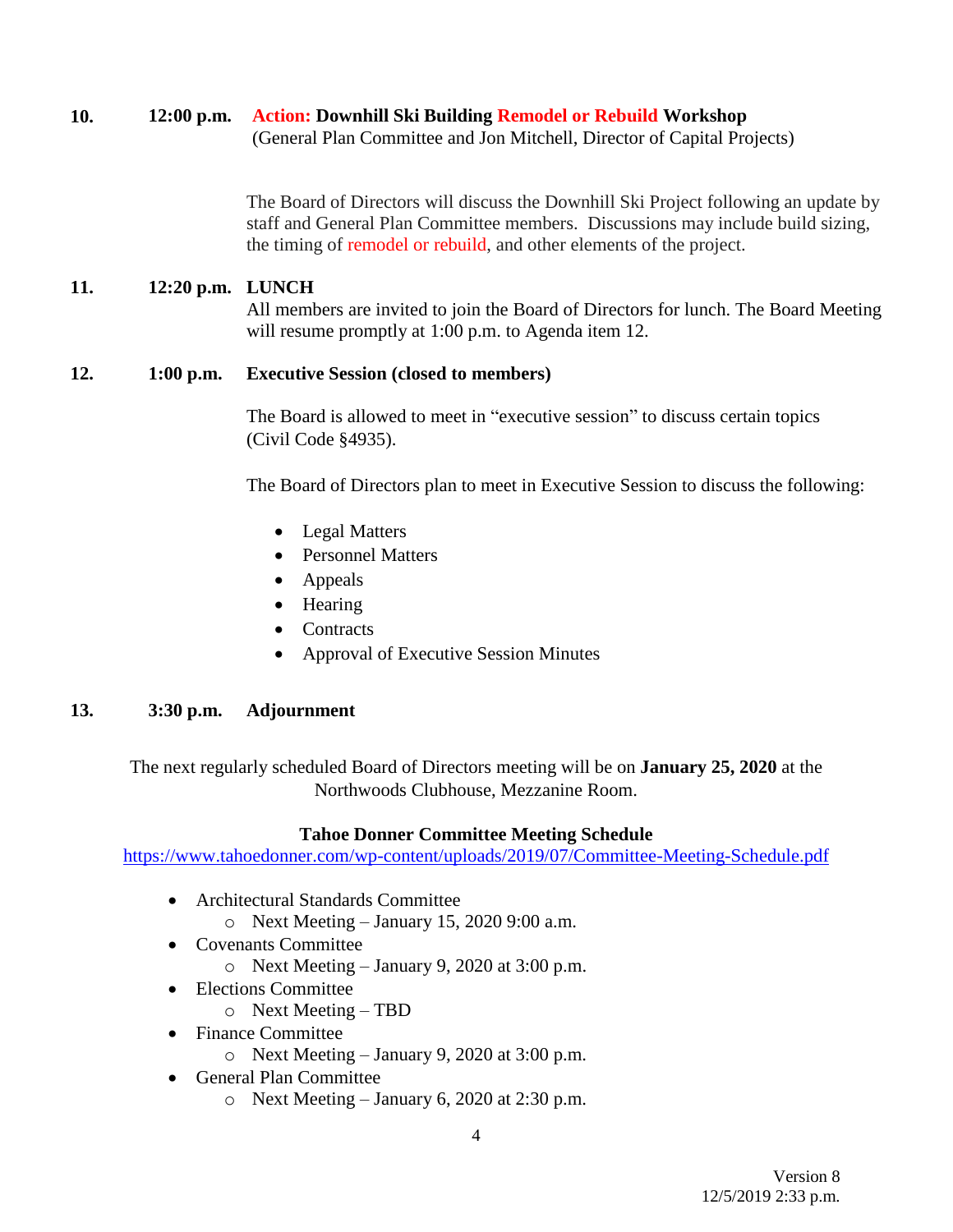**10.** **12:00 p.m.** **Action: Downhill Ski Building Remodel or Rebuild Workshop**
(General Plan Committee and Jon Mitchell, Director of Capital Projects)

The Board of Directors will discuss the Downhill Ski Project following an update by staff and General Plan Committee members. Discussions may include build sizing, the timing of remodel or rebuild, and other elements of the project.

**11.** **12:20 p.m.** **LUNCH**
All members are invited to join the Board of Directors for lunch. The Board Meeting will resume promptly at 1:00 p.m. to Agenda item 12.

**12.** **1:00 p.m.** **Executive Session (closed to members)**

The Board is allowed to meet in "executive session" to discuss certain topics (Civil Code §4935).

The Board of Directors plan to meet in Executive Session to discuss the following:

- Legal Matters
- Personnel Matters
- Appeals
- Hearing
- Contracts
- Approval of Executive Session Minutes

**13.** **3:30 p.m.** **Adjournment**

The next regularly scheduled Board of Directors meeting will be on **January 25, 2020** at the Northwoods Clubhouse, Mezzanine Room.

**Tahoe Donner Committee Meeting Schedule**
https://www.tahoedonner.com/wp-content/uploads/2019/07/Committee-Meeting-Schedule.pdf

- Architectural Standards Committee
  - Next Meeting – January 15, 2020 9:00 a.m.
- Covenants Committee
  - Next Meeting – January 9, 2020 at 3:00 p.m.
- Elections Committee
  - Next Meeting – TBD
- Finance Committee
  - Next Meeting – January 9, 2020 at 3:00 p.m.
- General Plan Committee
  - Next Meeting – January 6, 2020 at 2:30 p.m.

Version 8
12/5/2019 2:33 p.m.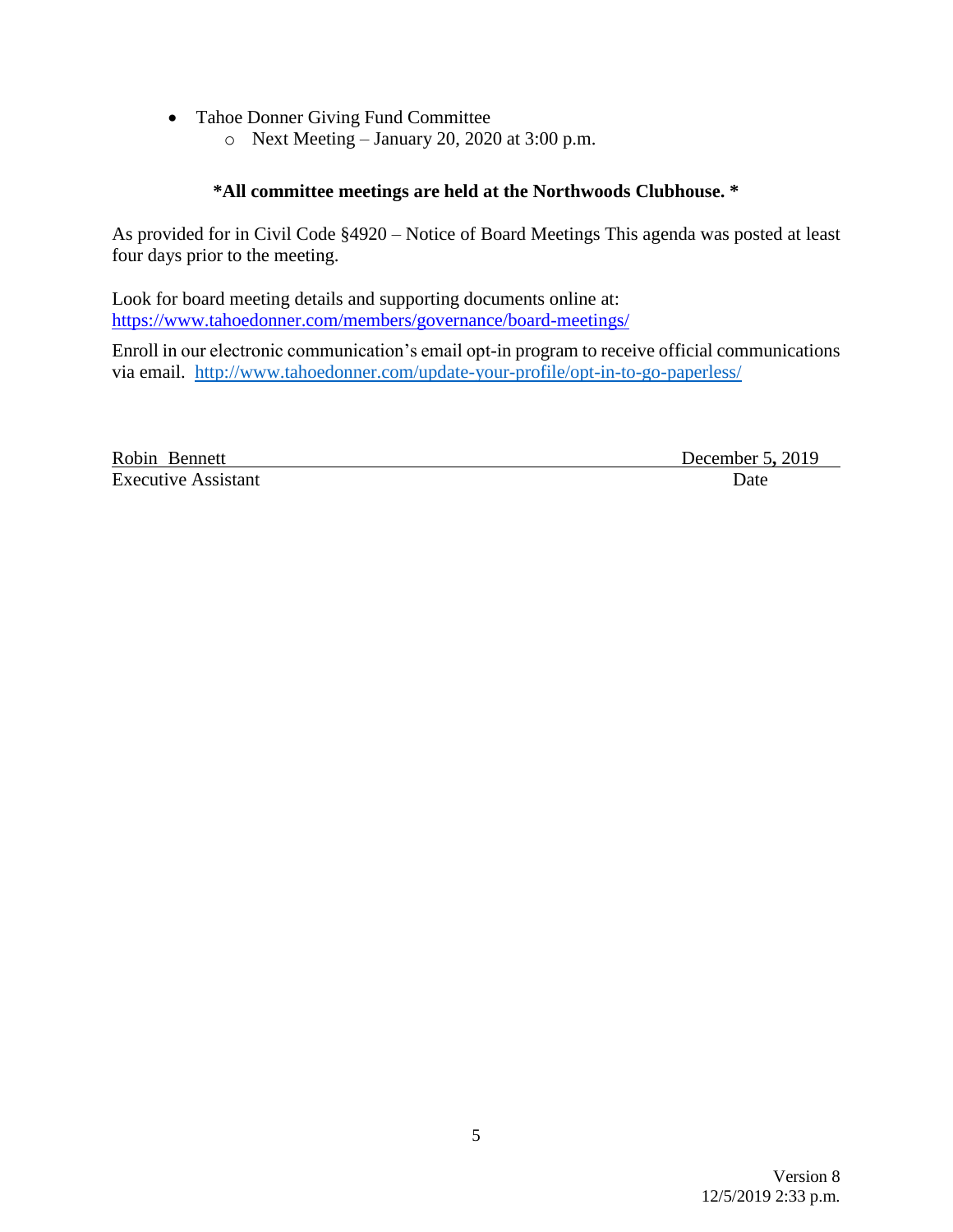- Tahoe Donner Giving Fund Committee
  - Next Meeting – January 20, 2020 at 3:00 p.m.

**\*All committee meetings are held at the Northwoods Clubhouse. \***

As provided for in Civil Code §4920 – Notice of Board Meetings This agenda was posted at least four days prior to the meeting.

Look for board meeting details and supporting documents online at:
https://www.tahoedonner.com/members/governance/board-meetings/

Enroll in our electronic communication's email opt-in program to receive official communications via email. http://www.tahoedonner.com/update-your-profile/opt-in-to-go-paperless/

| | |
|---|---|
| Robin Bennett | December 5, 2019 |
| Executive Assistant | Date |

Version 8
12/5/2019 2:33 p.m.